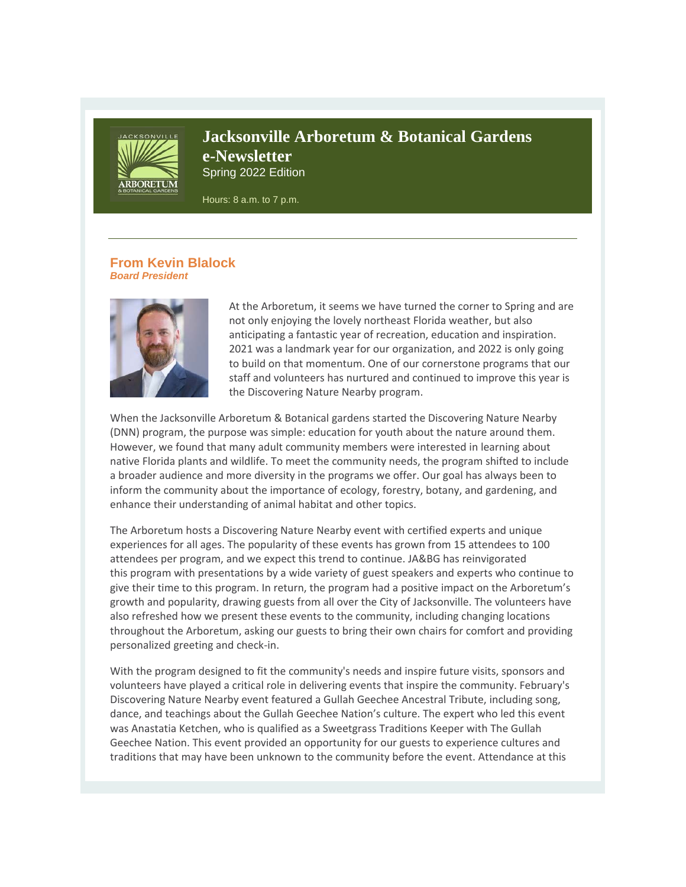# Jacksonville Arboretum & Botanical Gardens e-Newsletter

Spring 2022 Edition

Hours: 8 a.m. to 7 p.m.

---

## From Kevin Blalock

***Board President***

At the Arboretum, it seems we have turned the corner to Spring and are not only enjoying the lovely northeast Florida weather, but also anticipating a fantastic year of recreation, education and inspiration. 2021 was a landmark year for our organization, and 2022 is only going to build on that momentum. One of our cornerstone programs that our staff and volunteers has nurtured and continued to improve this year is the Discovering Nature Nearby program.

When the Jacksonville Arboretum & Botanical gardens started the Discovering Nature Nearby (DNN) program, the purpose was simple: education for youth about the nature around them. However, we found that many adult community members were interested in learning about native Florida plants and wildlife. To meet the community needs, the program shifted to include a broader audience and more diversity in the programs we offer. Our goal has always been to inform the community about the importance of ecology, forestry, botany, and gardening, and enhance their understanding of animal habitat and other topics.

The Arboretum hosts a Discovering Nature Nearby event with certified experts and unique experiences for all ages. The popularity of these events has grown from 15 attendees to 100 attendees per program, and we expect this trend to continue. JA&BG has reinvigorated this program with presentations by a wide variety of guest speakers and experts who continue to give their time to this program. In return, the program had a positive impact on the Arboretum's growth and popularity, drawing guests from all over the City of Jacksonville. The volunteers have also refreshed how we present these events to the community, including changing locations throughout the Arboretum, asking our guests to bring their own chairs for comfort and providing personalized greeting and check-in.

With the program designed to fit the community's needs and inspire future visits, sponsors and volunteers have played a critical role in delivering events that inspire the community. February's Discovering Nature Nearby event featured a Gullah Geechee Ancestral Tribute, including song, dance, and teachings about the Gullah Geechee Nation's culture. The expert who led this event was Anastatia Ketchen, who is qualified as a Sweetgrass Traditions Keeper with The Gullah Geechee Nation. This event provided an opportunity for our guests to experience cultures and traditions that may have been unknown to the community before the event. Attendance at this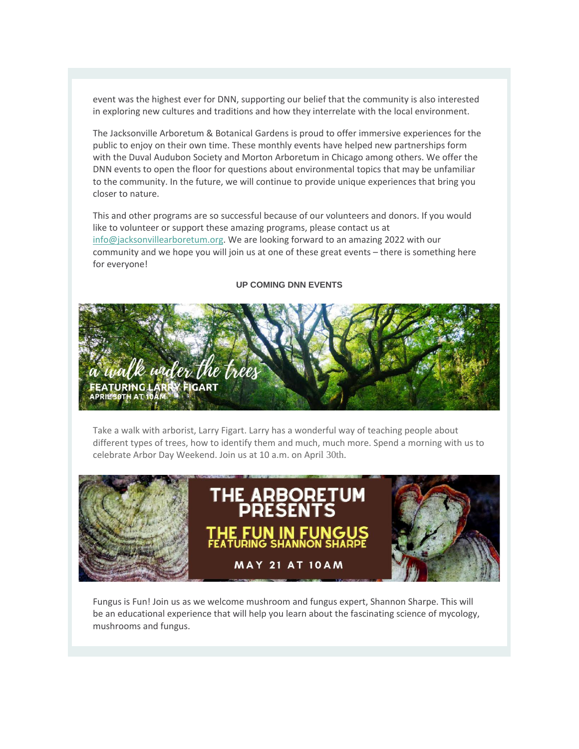event was the highest ever for DNN, supporting our belief that the community is also interested in exploring new cultures and traditions and how they interrelate with the local environment.

The Jacksonville Arboretum & Botanical Gardens is proud to offer immersive experiences for the public to enjoy on their own time. These monthly events have helped new partnerships form with the Duval Audubon Society and Morton Arboretum in Chicago among others. We offer the DNN events to open the floor for questions about environmental topics that may be unfamiliar to the community. In the future, we will continue to provide unique experiences that bring you closer to nature.

This and other programs are so successful because of our volunteers and donors. If you would like to volunteer or support these amazing programs, please contact us at info@jacksonvillearboretum.org. We are looking forward to an amazing 2022 with our community and we hope you will join us at one of these great events – there is something here for everyone!

**UP COMING DNN EVENTS**

*a walk under the trees*
**FEATURING LARRY FIGART**
**APRIL 30TH AT 10AM**

Take a walk with arborist, Larry Figart. Larry has a wonderful way of teaching people about different types of trees, how to identify them and much, much more. Spend a morning with us to celebrate Arbor Day Weekend. Join us at 10 a.m. on April 30th.

**THE ARBORETUM PRESENTS**
**THE FUN IN FUNGUS**
**FEATURING SHANNON SHARPE**
**MAY 21 AT 10AM**

Fungus is Fun! Join us as we welcome mushroom and fungus expert, Shannon Sharpe. This will be an educational experience that will help you learn about the fascinating science of mycology, mushrooms and fungus.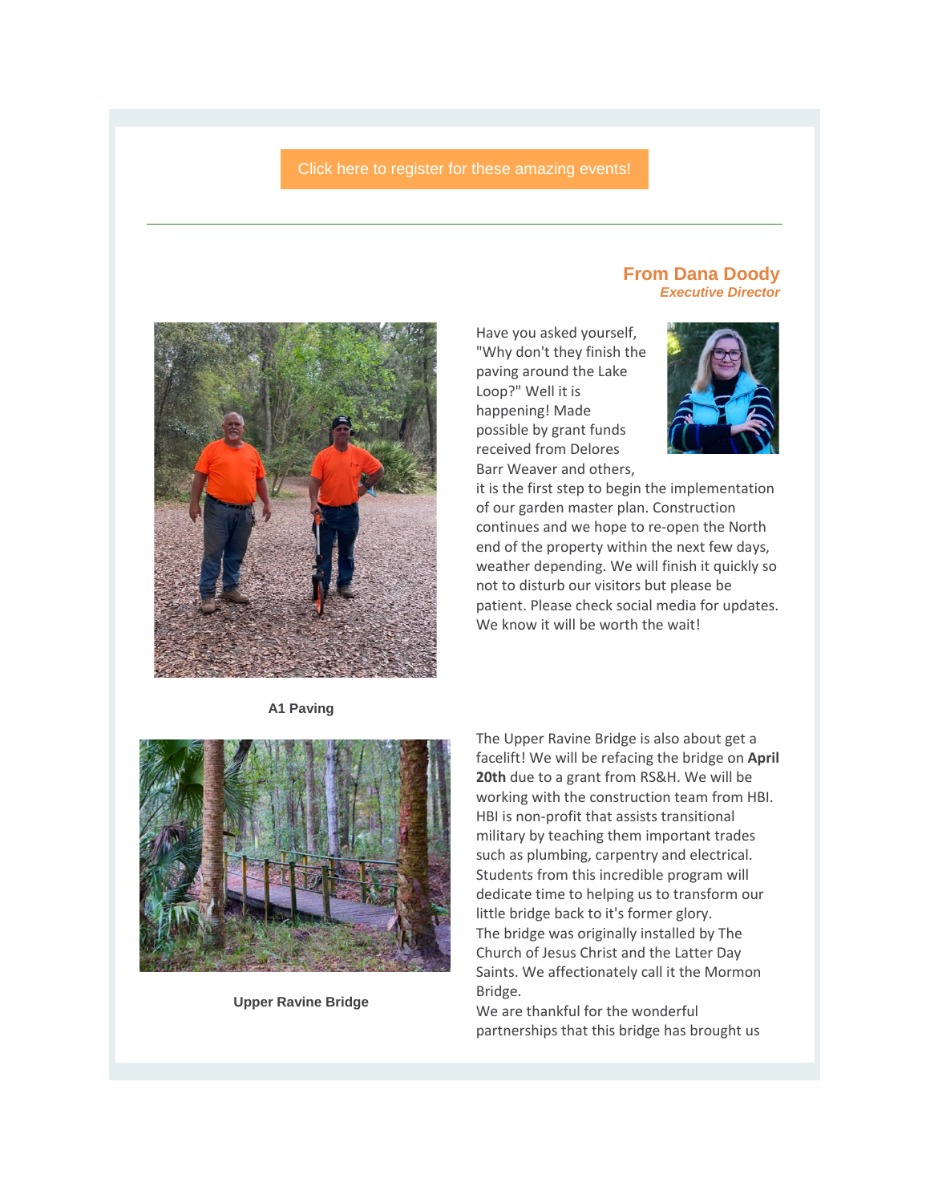Click here to register for these amazing events!

---

## From Dana Doody
***Executive Director***

Have you asked yourself, "Why don't they finish the paving around the Lake Loop?" Well it is happening! Made possible by grant funds received from Delores Barr Weaver and others, it is the first step to begin the implementation of our garden master plan. Construction continues and we hope to re-open the North end of the property within the next few days, weather depending. We will finish it quickly so not to disturb our visitors but please be patient. Please check social media for updates. We know it will be worth the wait!

**A1 Paving**

The Upper Ravine Bridge is also about get a facelift! We will be refacing the bridge on **April 20th** due to a grant from RS&H. We will be working with the construction team from HBI. HBI is non-profit that assists transitional military by teaching them important trades such as plumbing, carpentry and electrical. Students from this incredible program will dedicate time to helping us to transform our little bridge back to it's former glory.
The bridge was originally installed by The Church of Jesus Christ and the Latter Day Saints. We affectionately call it the Mormon Bridge.
We are thankful for the wonderful partnerships that this bridge has brought us

**Upper Ravine Bridge**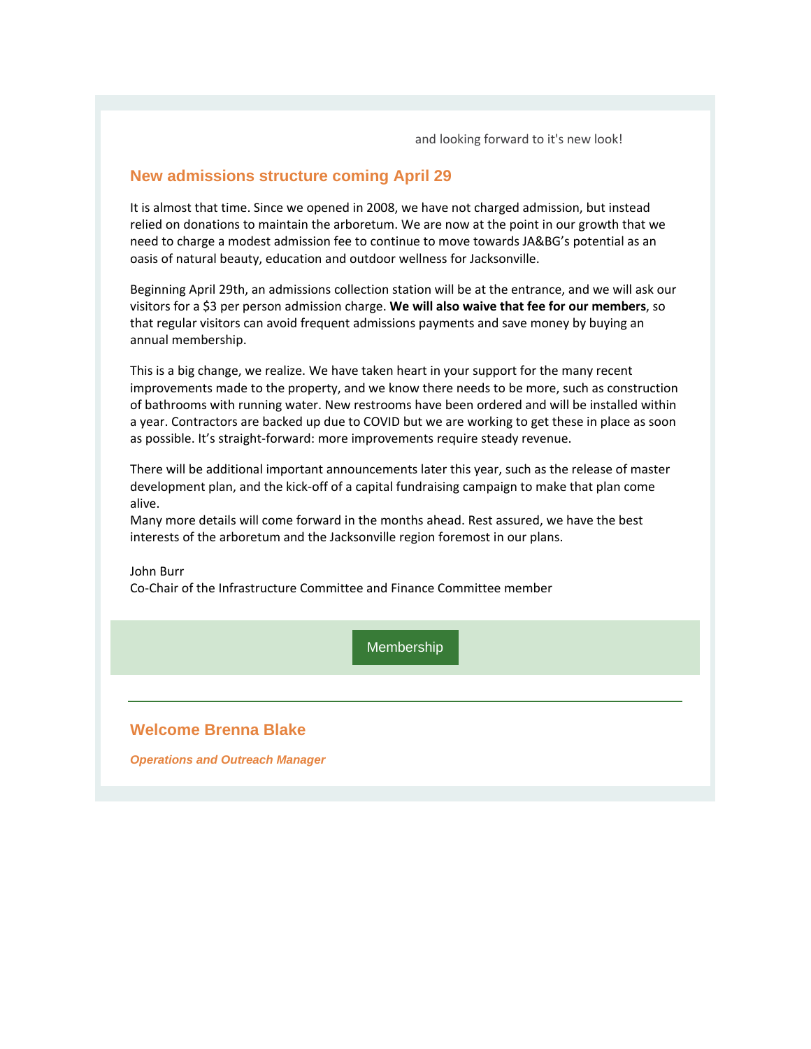and looking forward to it's new look!

## New admissions structure coming April 29

It is almost that time. Since we opened in 2008, we have not charged admission, but instead relied on donations to maintain the arboretum. We are now at the point in our growth that we need to charge a modest admission fee to continue to move towards JA&BG's potential as an oasis of natural beauty, education and outdoor wellness for Jacksonville.

Beginning April 29th, an admissions collection station will be at the entrance, and we will ask our visitors for a $3 per person admission charge. **We will also waive that fee for our members**, so that regular visitors can avoid frequent admissions payments and save money by buying an annual membership.

This is a big change, we realize. We have taken heart in your support for the many recent improvements made to the property, and we know there needs to be more, such as construction of bathrooms with running water. New restrooms have been ordered and will be installed within a year. Contractors are backed up due to COVID but we are working to get these in place as soon as possible. It's straight-forward: more improvements require steady revenue.

There will be additional important announcements later this year, such as the release of master development plan, and the kick-off of a capital fundraising campaign to make that plan come alive.
Many more details will come forward in the months ahead. Rest assured, we have the best interests of the arboretum and the Jacksonville region foremost in our plans.

John Burr
Co-Chair of the Infrastructure Committee and Finance Committee member

Membership

---

## Welcome Brenna Blake

***Operations and Outreach Manager***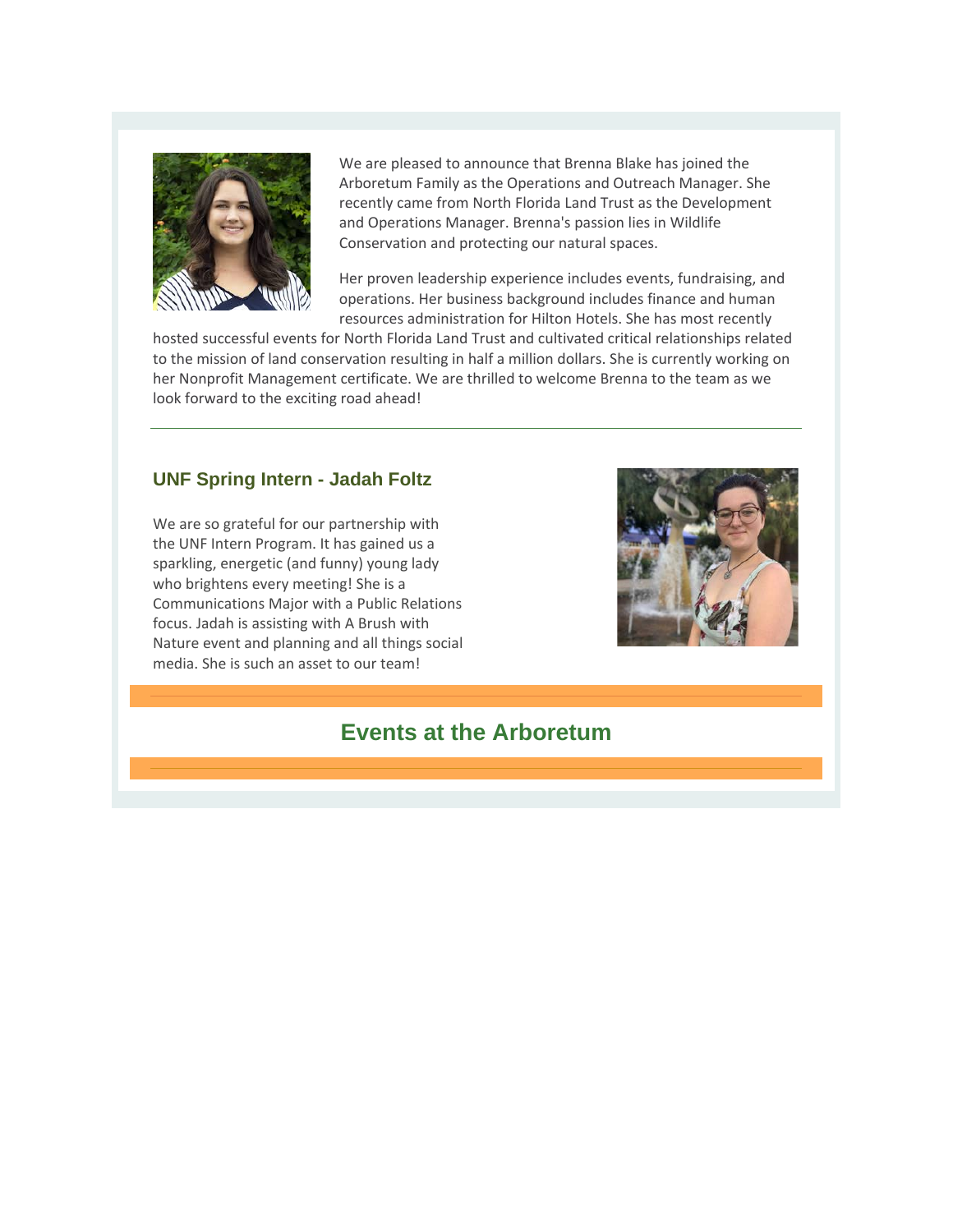We are pleased to announce that Brenna Blake has joined the Arboretum Family as the Operations and Outreach Manager. She recently came from North Florida Land Trust as the Development and Operations Manager. Brenna's passion lies in Wildlife Conservation and protecting our natural spaces.

Her proven leadership experience includes events, fundraising, and operations. Her business background includes finance and human resources administration for Hilton Hotels. She has most recently hosted successful events for North Florida Land Trust and cultivated critical relationships related to the mission of land conservation resulting in half a million dollars. She is currently working on her Nonprofit Management certificate. We are thrilled to welcome Brenna to the team as we look forward to the exciting road ahead!

---

### UNF Spring Intern - Jadah Foltz

We are so grateful for our partnership with the UNF Intern Program. It has gained us a sparkling, energetic (and funny) young lady who brightens every meeting! She is a Communications Major with a Public Relations focus. Jadah is assisting with A Brush with Nature event and planning and all things social media. She is such an asset to our team!

## Events at the Arboretum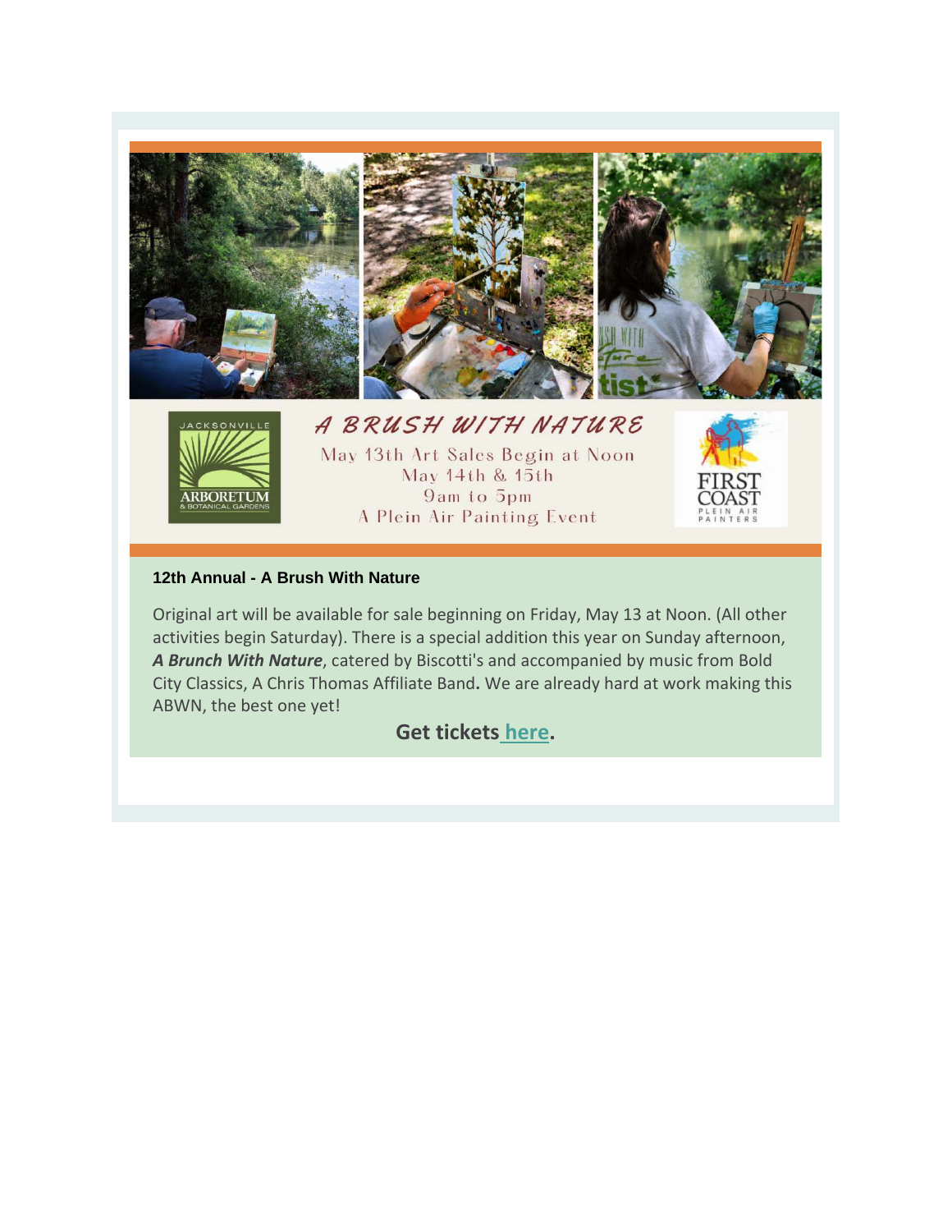A BRUSH WITH NATURE

May 13th Art Sales Begin at Noon
May 14th & 15th
9am to 5pm
A Plein Air Painting Event

**12th Annual - A Brush With Nature**

Original art will be available for sale beginning on Friday, May 13 at Noon. (All other activities begin Saturday). There is a special addition this year on Sunday afternoon, ***A Brunch With Nature***, catered by Biscotti's and accompanied by music from Bold City Classics, A Chris Thomas Affiliate Band. We are already hard at work making this ABWN, the best one yet!

**Get tickets here.**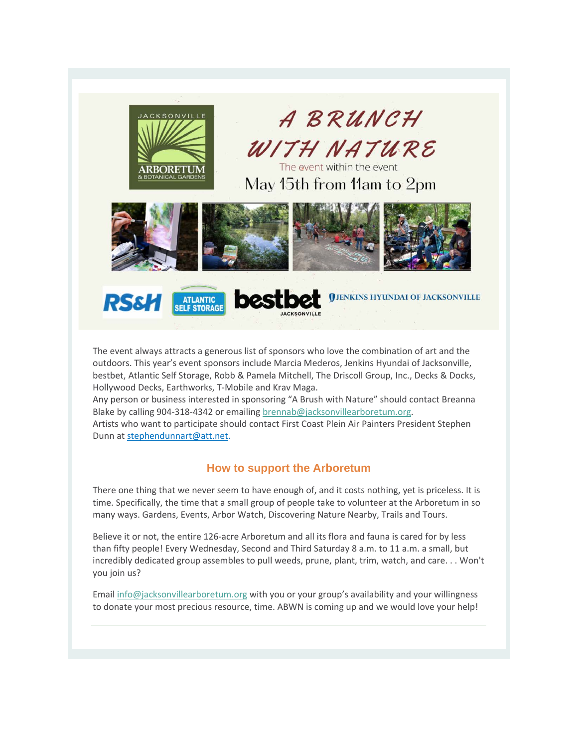# A BRUNCH WITH NATURE

The event within the event

May 15th from 11am to 2pm

The event always attracts a generous list of sponsors who love the combination of art and the outdoors. This year's event sponsors include Marcia Mederos, Jenkins Hyundai of Jacksonville, bestbet, Atlantic Self Storage, Robb & Pamela Mitchell, The Driscoll Group, Inc., Decks & Docks, Hollywood Decks, Earthworks, T-Mobile and Krav Maga.

Any person or business interested in sponsoring "A Brush with Nature" should contact Breanna Blake by calling 904-318-4342 or emailing brennab@jacksonvillearboretum.org.

Artists who want to participate should contact First Coast Plein Air Painters President Stephen Dunn at stephendunnart@att.net.

## How to support the Arboretum

There one thing that we never seem to have enough of, and it costs nothing, yet is priceless. It is time. Specifically, the time that a small group of people take to volunteer at the Arboretum in so many ways. Gardens, Events, Arbor Watch, Discovering Nature Nearby, Trails and Tours.

Believe it or not, the entire 126-acre Arboretum and all its flora and fauna is cared for by less than fifty people! Every Wednesday, Second and Third Saturday 8 a.m. to 11 a.m. a small, but incredibly dedicated group assembles to pull weeds, prune, plant, trim, watch, and care. . . Won't you join us?

Email info@jacksonvillearboretum.org with you or your group's availability and your willingness to donate your most precious resource, time. ABWN is coming up and we would love your help!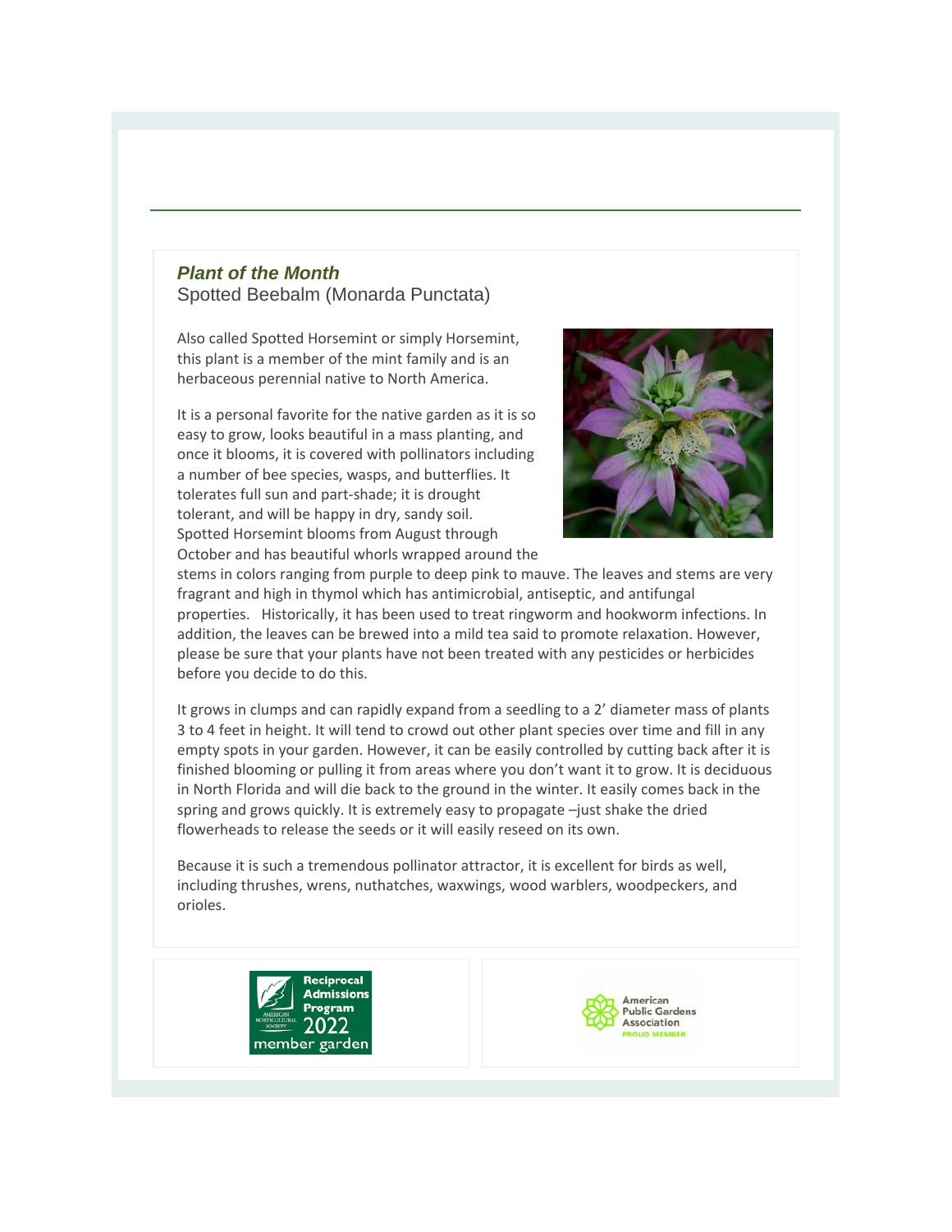### *Plant of the Month*

Spotted Beebalm (Monarda Punctata)

Also called Spotted Horsemint or simply Horsemint, this plant is a member of the mint family and is an herbaceous perennial native to North America.

It is a personal favorite for the native garden as it is so easy to grow, looks beautiful in a mass planting, and once it blooms, it is covered with pollinators including a number of bee species, wasps, and butterflies. It tolerates full sun and part-shade; it is drought tolerant, and will be happy in dry, sandy soil. Spotted Horsemint blooms from August through October and has beautiful whorls wrapped around the stems in colors ranging from purple to deep pink to mauve. The leaves and stems are very fragrant and high in thymol which has antimicrobial, antiseptic, and antifungal properties. Historically, it has been used to treat ringworm and hookworm infections. In addition, the leaves can be brewed into a mild tea said to promote relaxation. However, please be sure that your plants have not been treated with any pesticides or herbicides before you decide to do this.

It grows in clumps and can rapidly expand from a seedling to a 2' diameter mass of plants 3 to 4 feet in height. It will tend to crowd out other plant species over time and fill in any empty spots in your garden. However, it can be easily controlled by cutting back after it is finished blooming or pulling it from areas where you don't want it to grow. It is deciduous in North Florida and will die back to the ground in the winter. It easily comes back in the spring and grows quickly. It is extremely easy to propagate –just shake the dried flowerheads to release the seeds or it will easily reseed on its own.

Because it is such a tremendous pollinator attractor, it is excellent for birds as well, including thrushes, wrens, nuthatches, waxwings, wood warblers, woodpeckers, and orioles.

Reciprocal Admissions Program 2022 member garden — American Horticultural Society

American Public Gardens Association — Proud Member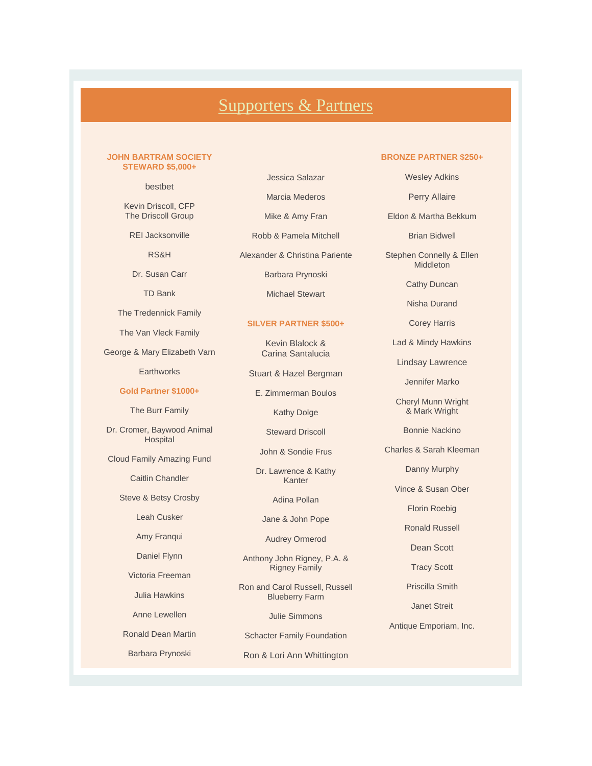# Supporters & Partners

### JOHN BARTRAM SOCIETY STEWARD $5,000+

bestbet

Kevin Driscoll, CFP
The Driscoll Group

REI Jacksonville

RS&H

Dr. Susan Carr

TD Bank

The Tredennick Family

The Van Vleck Family

George & Mary Elizabeth Varn

Earthworks

### Gold Partner $1000+

The Burr Family

Dr. Cromer, Baywood Animal Hospital

Cloud Family Amazing Fund

Caitlin Chandler

Steve & Betsy Crosby

Leah Cusker

Amy Franqui

Daniel Flynn

Victoria Freeman

Julia Hawkins

Anne Lewellen

Ronald Dean Martin

Barbara Prynoski

Jessica Salazar

Marcia Mederos

Mike & Amy Fran

Robb & Pamela Mitchell

Alexander & Christina Pariente

Barbara Prynoski

Michael Stewart

### SILVER PARTNER $500+

Kevin Blalock &
Carina Santalucia

Stuart & Hazel Bergman

E. Zimmerman Boulos

Kathy Dolge

Steward Driscoll

John & Sondie Frus

Dr. Lawrence & Kathy Kanter

Adina Pollan

Jane & John Pope

Audrey Ormerod

Anthony John Rigney, P.A. & Rigney Family

Ron and Carol Russell, Russell Blueberry Farm

Julie Simmons

Schacter Family Foundation

Ron & Lori Ann Whittington

### BRONZE PARTNER $250+

Wesley Adkins

Perry Allaire

Eldon & Martha Bekkum

Brian Bidwell

Stephen Connelly & Ellen Middleton

Cathy Duncan

Nisha Durand

Corey Harris

Lad & Mindy Hawkins

Lindsay Lawrence

Jennifer Marko

Cheryl Munn Wright
& Mark Wright

Bonnie Nackino

Charles & Sarah Kleeman

Danny Murphy

Vince & Susan Ober

Florin Roebig

Ronald Russell

Dean Scott

Tracy Scott

Priscilla Smith

Janet Streit

Antique Emporiam, Inc.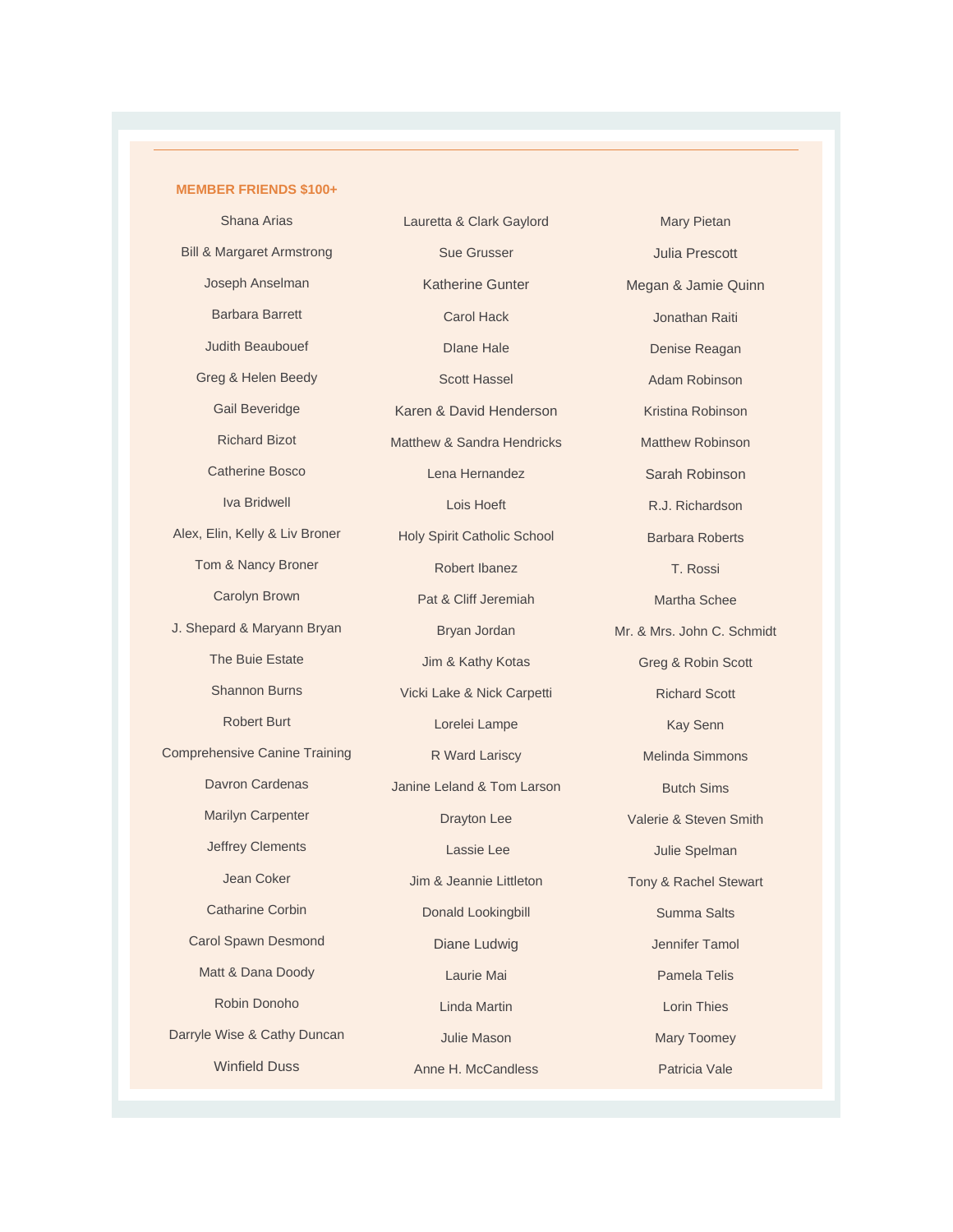## MEMBER FRIENDS $100+

Shana Arias

Bill & Margaret Armstrong

Joseph Anselman

Barbara Barrett

Judith Beaubouef

Greg & Helen Beedy

Gail Beveridge

Richard Bizot

Catherine Bosco

Iva Bridwell

Alex, Elin, Kelly & Liv Broner

Tom & Nancy Broner

Carolyn Brown

J. Shepard & Maryann Bryan

The Buie Estate

Shannon Burns

Robert Burt

Comprehensive Canine Training

Davron Cardenas

Marilyn Carpenter

Jeffrey Clements

Jean Coker

Catharine Corbin

Carol Spawn Desmond

Matt & Dana Doody

Robin Donoho

Darryle Wise & Cathy Duncan

Winfield Duss

Lauretta & Clark Gaylord

Sue Grusser

Katherine Gunter

Carol Hack

DIane Hale

Scott Hassel

Karen & David Henderson

Matthew & Sandra Hendricks

Lena Hernandez

Lois Hoeft

Holy Spirit Catholic School

Robert Ibanez

Pat & Cliff Jeremiah

Bryan Jordan

Jim & Kathy Kotas

Vicki Lake & Nick Carpetti

Lorelei Lampe

R Ward Lariscy

Janine Leland & Tom Larson

Drayton Lee

Lassie Lee

Jim & Jeannie Littleton

Donald Lookingbill

Diane Ludwig

Laurie Mai

Linda Martin

Julie Mason

Anne H. McCandless

Mary Pietan

Julia Prescott

Megan & Jamie Quinn

Jonathan Raiti

Denise Reagan

Adam Robinson

Kristina Robinson

Matthew Robinson

Sarah Robinson

R.J. Richardson

Barbara Roberts

T. Rossi

Martha Schee

Mr. & Mrs. John C. Schmidt

Greg & Robin Scott

Richard Scott

Kay Senn

Melinda Simmons

Butch Sims

Valerie & Steven Smith

Julie Spelman

Tony & Rachel Stewart

Summa Salts

Jennifer Tamol

Pamela Telis

Lorin Thies

Mary Toomey

Patricia Vale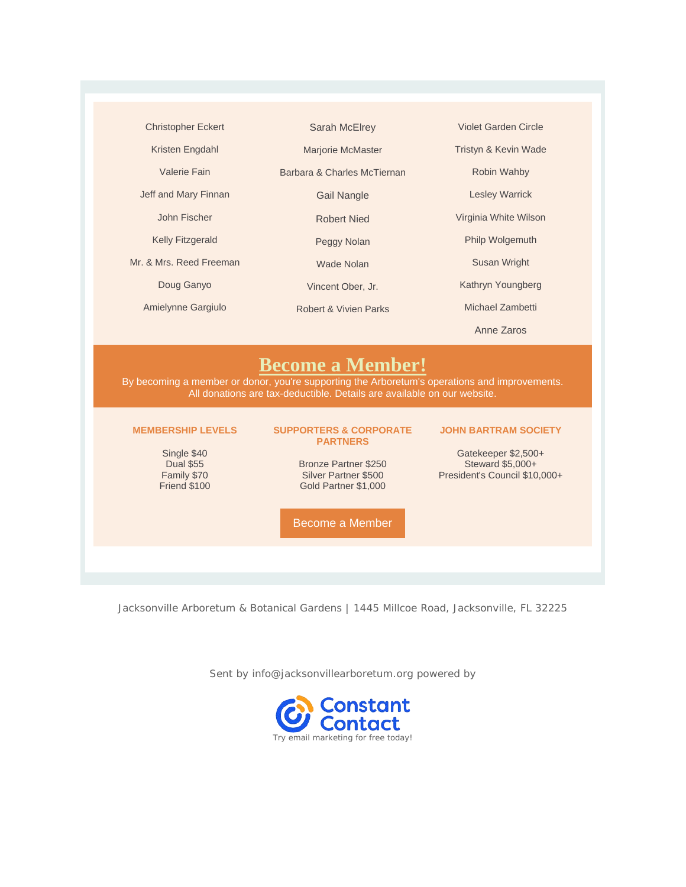Christopher Eckert

Kristen Engdahl

Valerie Fain

Jeff and Mary Finnan

John Fischer

Kelly Fitzgerald

Mr. & Mrs. Reed Freeman

Doug Ganyo

Amielynne Gargiulo

Sarah McElrey

Marjorie McMaster

Barbara & Charles McTiernan

Gail Nangle

Robert Nied

Peggy Nolan

Wade Nolan

Vincent Ober, Jr.

Robert & Vivien Parks

Violet Garden Circle

Tristyn & Kevin Wade

Robin Wahby

Lesley Warrick

Virginia White Wilson

Philp Wolgemuth

Susan Wright

Kathryn Youngberg

Michael Zambetti

Anne Zaros

# Become a Member!

By becoming a member or donor, you're supporting the Arboretum's operations and improvements. All donations are tax-deductible. Details are available on our website.

**MEMBERSHIP LEVELS**

Single $40
Dual $55
Family $70
Friend $100

**SUPPORTERS & CORPORATE PARTNERS**

Bronze Partner $250
Silver Partner $500
Gold Partner $1,000

**JOHN BARTRAM SOCIETY**

Gatekeeper $2,500+
Steward $5,000+
President's Council $10,000+

Become a Member

Jacksonville Arboretum & Botanical Gardens | 1445 Millcoe Road, Jacksonville, FL 32225

Sent by info@jacksonvillearboretum.org powered by

Constant Contact

Try email marketing for free today!